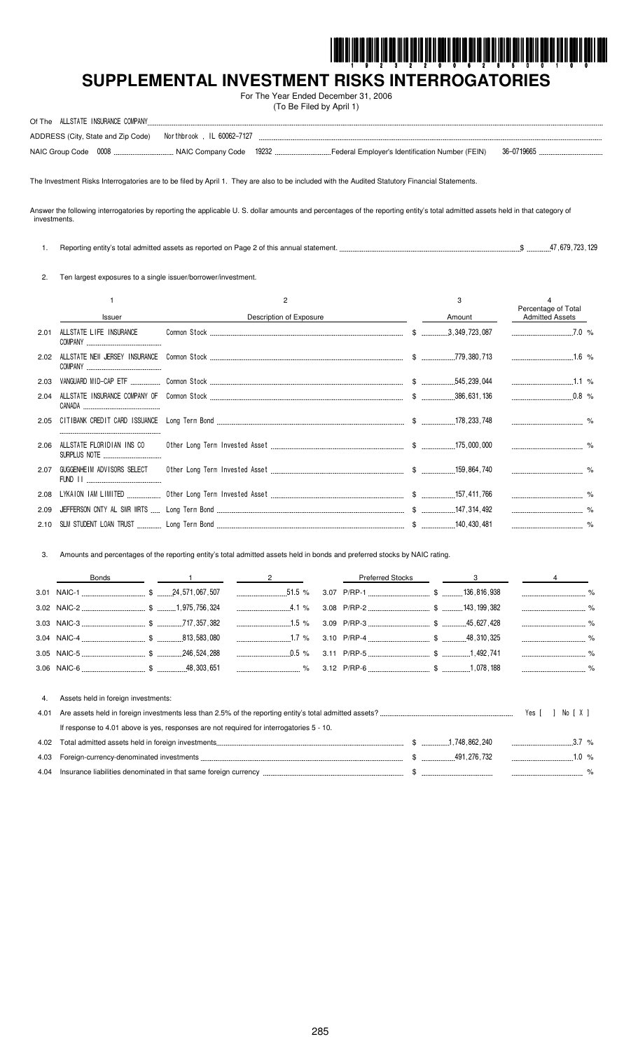# SUPPLEMENTAL INVESTMENT RISKS INTERROGATORIES

For The Year Ended December 31, 2006
(To Be Filed by April 1)

Of The ALLSTATE INSURANCE COMPANY

ADDRESS (City, State and Zip Code) Northbrook , IL 60062-7127

NAIC Group Code 0008 NAIC Company Code 19232 Federal Employer's Identification Number (FEIN) 36-0719665

The Investment Risks Interrogatories are to be filed by April 1. They are also to be included with the Audited Statutory Financial Statements.

Answer the following interrogatories by reporting the applicable U. S. dollar amounts and percentages of the reporting entity's total admitted assets held in that category of investments.

1. Reporting entity's total admitted assets as reported on Page 2 of this annual statement. $ 47,679,723,129

2. Ten largest exposures to a single issuer/borrower/investment.

| | 1<br>Issuer | 2<br>Description of Exposure | 3<br>Amount | 4<br>Percentage of Total Admitted Assets |
|---|---|---|---|---|
| 2.01 | ALLSTATE LIFE INSURANCE COMPANY | Common Stock | $ 3,349,723,087 | 7.0 % |
| 2.02 | ALLSTATE NEW JERSEY INSURANCE COMPANY | Common Stock | $ 779,380,713 | 1.6 % |
| 2.03 | VANGUARD MID-CAP ETF | Common Stock | $ 545,239,044 | 1.1 % |
| 2.04 | ALLSTATE INSURANCE COMPANY OF CANADA | Common Stock | $ 386,631,136 | 0.8 % |
| 2.05 | CITIBANK CREDIT CARD ISSUANCE | Long Term Bond | $ 178,233,748 | % |
| 2.06 | ALLSTATE FLORIDIAN INS CO SURPLUS NOTE | Other Long Term Invested Asset | $ 175,000,000 | % |
| 2.07 | GUGGENHEIM ADVISORS SELECT FUND II | Other Long Term Invested Asset | $ 159,864,740 | % |
| 2.08 | LYKAION IAM LIMITED | Other Long Term Invested Asset | $ 157,411,766 | % |
| 2.09 | JEFFERSON CNTY AL SWR WRTS | Long Term Bond | $ 147,314,492 | % |
| 2.10 | SLM STUDENT LOAN TRUST | Long Term Bond | $ 140,430,481 | % |

3. Amounts and percentages of the reporting entity's total admitted assets held in bonds and preferred stocks by NAIC rating.

| Bonds | 1 | 2 | Preferred Stocks | 3 | 4 |
|---|---|---|---|---|---|
| 3.01 NAIC-1 | $ 24,571,067,507 | 51.5 % | 3.07 P/RP-1 | $ 136,816,938 | % |
| 3.02 NAIC-2 | $ 1,975,756,324 | 4.1 % | 3.08 P/RP-2 | $ 143,199,382 | % |
| 3.03 NAIC-3 | $ 717,357,382 | 1.5 % | 3.09 P/RP-3 | $ 45,627,428 | % |
| 3.04 NAIC-4 | $ 813,583,080 | 1.7 % | 3.10 P/RP-4 | $ 48,310,325 | % |
| 3.05 NAIC-5 | $ 246,524,288 | 0.5 % | 3.11 P/RP-5 | $ 1,492,741 | % |
| 3.06 NAIC-6 | $ 48,303,651 | % | 3.12 P/RP-6 | $ 1,078,188 | % |

4. Assets held in foreign investments:

4.01 Are assets held in foreign investments less than 2.5% of the reporting entity's total admitted assets? Yes [ ] No [ X ]

If response to 4.01 above is yes, responses are not required for interrogatories 5 - 10.

| | | Amount | Percentage |
|---|---|---|---|
| 4.02 | Total admitted assets held in foreign investments | $ 1,748,862,240 | 3.7 % |
| 4.03 | Foreign-currency-denominated investments | $ 491,276,732 | 1.0 % |
| 4.04 | Insurance liabilities denominated in that same foreign currency | $ | % |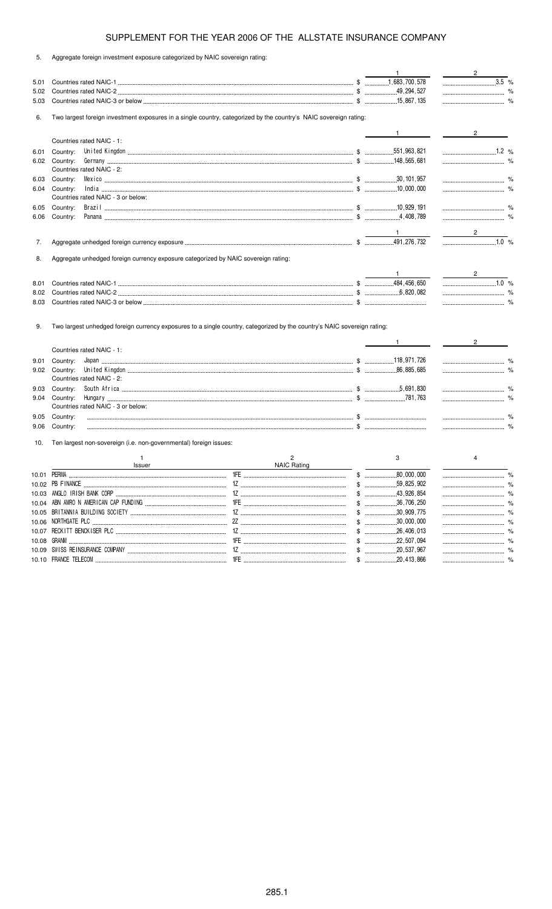# SUPPLEMENT FOR THE YEAR 2006 OF THE ALLSTATE INSURANCE COMPANY

5. Aggregate foreign investment exposure categorized by NAIC sovereign rating:

| | | 1 | 2 |
|---|---|---|---|
| 5.01 | Countries rated NAIC-1 | $ 1,683,700,578 | 3.5 % |
| 5.02 | Countries rated NAIC-2 | $ 49,294,527 | % |
| 5.03 | Countries rated NAIC-3 or below | $ 15,867,135 | % |

6. Two largest foreign investment exposures in a single country, categorized by the country's NAIC sovereign rating:

| | | 1 | 2 |
|---|---|---|---|
| | Countries rated NAIC - 1: | | |
| 6.01 | Country: United Kingdom | $ 551,963,821 | 1.2 % |
| 6.02 | Country: Germany | $ 148,565,681 | % |
| | Countries rated NAIC - 2: | | |
| 6.03 | Country: Mexico | $ 30,101,957 | % |
| 6.04 | Country: India | $ 10,000,000 | % |
| | Countries rated NAIC - 3 or below: | | |
| 6.05 | Country: Brazil | $ 10,929,191 | % |
| 6.06 | Country: Panama | $ 4,408,789 | % |

| | | 1 | 2 |
|---|---|---|---|
| 7. | Aggregate unhedged foreign currency exposure | $ 491,276,732 | 1.0 % |

8. Aggregate unhedged foreign currency exposure categorized by NAIC sovereign rating:

| | | 1 | 2 |
|---|---|---|---|
| 8.01 | Countries rated NAIC-1 | $ 484,456,650 | 1.0 % |
| 8.02 | Countries rated NAIC-2 | $ 6,820,082 | % |
| 8.03 | Countries rated NAIC-3 or below | $ | % |

9. Two largest unhedged foreign currency exposures to a single country, categorized by the country's NAIC sovereign rating:

| | | 1 | 2 |
|---|---|---|---|
| | Countries rated NAIC - 1: | | |
| 9.01 | Country: Japan | $ 118,971,726 | % |
| 9.02 | Country: United Kingdom | $ 86,885,685 | % |
| | Countries rated NAIC - 2: | | |
| 9.03 | Country: South Africa | $ 5,691,830 | % |
| 9.04 | Country: Hungary | $ 781,763 | % |
| | Countries rated NAIC - 3 or below: | | |
| 9.05 | Country: | $ | % |
| 9.06 | Country: | $ | % |

10. Ten largest non-sovereign (i.e. non-governmental) foreign issues:

| | 1<br>Issuer | 2<br>NAIC Rating | 3 | 4 |
|---|---|---|---|---|
| 10.01 | PERMA | 1FE | $ 80,000,000 | % |
| 10.02 | PB FINANCE | 1Z | $ 59,825,902 | % |
| 10.03 | ANGLO IRISH BANK CORP | 1Z | $ 43,926,854 | % |
| 10.04 | ABN AMRO N AMERICAN CAP FUNDING | 1FE | $ 36,706,250 | % |
| 10.05 | BRITANNIA BUILDING SOCIETY | 1Z | $ 30,909,775 | % |
| 10.06 | NORTHGATE PLC | 2Z | $ 30,000,000 | % |
| 10.07 | RECKITT BENCKISER PLC | 1Z | $ 26,406,013 | % |
| 10.08 | GRANM | 1FE | $ 22,507,094 | % |
| 10.09 | SWISS REINSURANCE COMPANY | 1Z | $ 20,537,967 | % |
| 10.10 | FRANCE TELECOM | 1FE | $ 20,413,866 | % |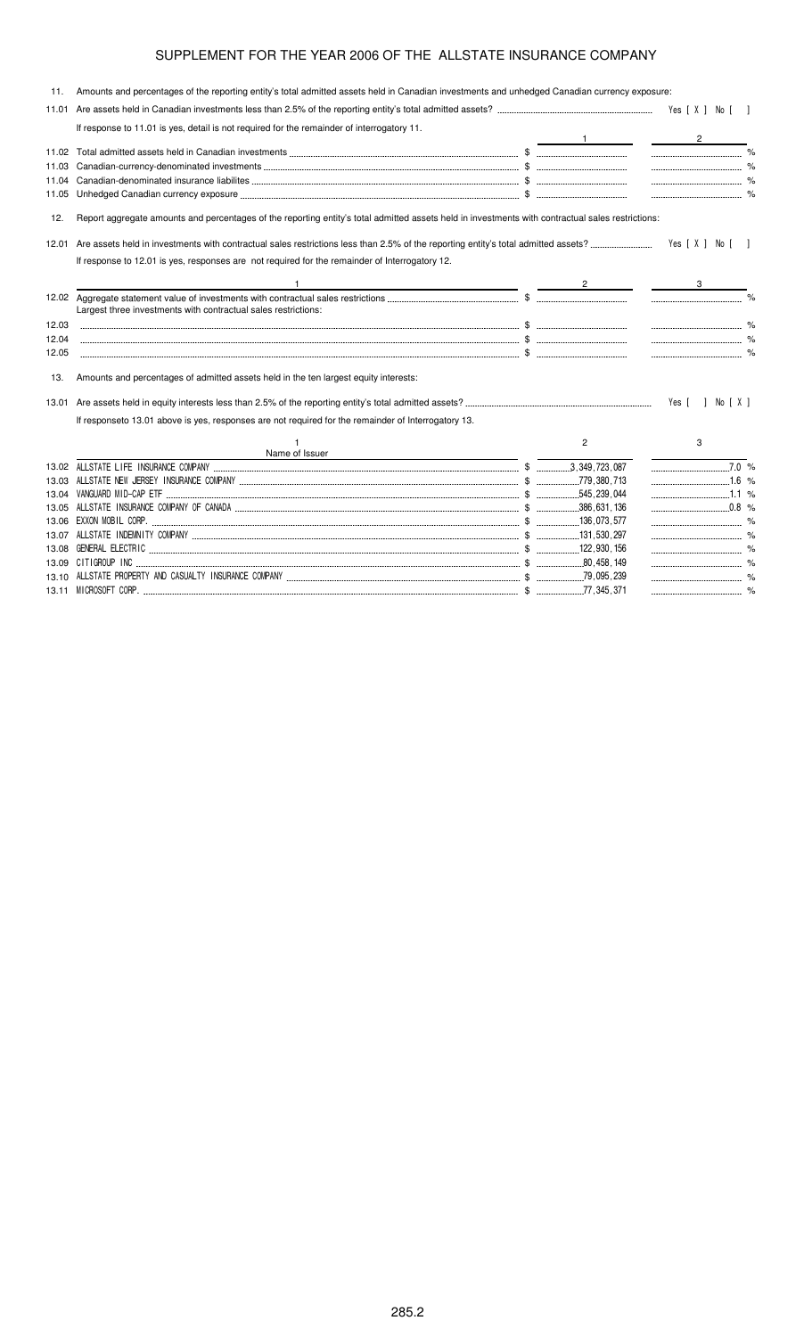# SUPPLEMENT FOR THE YEAR 2006 OF THE ALLSTATE INSURANCE COMPANY

11. Amounts and percentages of the reporting entity's total admitted assets held in Canadian investments and unhedged Canadian currency exposure:

11.01 Are assets held in Canadian investments less than 2.5% of the reporting entity's total admitted assets? Yes [ X ] No [ ]

If response to 11.01 is yes, detail is not required for the remainder of interrogatory 11.

| | | 1 | 2 |
|---|---|---|---|
| 11.02 | Total admitted assets held in Canadian investments | $ | % |
| 11.03 | Canadian-currency-denominated investments | $ | % |
| 11.04 | Canadian-denominated insurance liabilites | $ | % |
| 11.05 | Unhedged Canadian currency exposure | $ | % |

12. Report aggregate amounts and percentages of the reporting entity's total admitted assets held in investments with contractual sales restrictions:

12.01 Are assets held in investments with contractual sales restrictions less than 2.5% of the reporting entity's total admitted assets? Yes [ X ] No [ ]

If response to 12.01 is yes, responses are not required for the remainder of Interrogatory 12.

| | 1 | 2 | 3 |
|---|---|---|---|
| 12.02 | Aggregate statement value of investments with contractual sales restrictions | $ | % |
| | Largest three investments with contractual sales restrictions: | | |
| 12.03 | | $ | % |
| 12.04 | | $ | % |
| 12.05 | | $ | % |

13. Amounts and percentages of admitted assets held in the ten largest equity interests:

13.01 Are assets held in equity interests less than 2.5% of the reporting entity's total admitted assets? Yes [ ] No [ X ]

If responseto 13.01 above is yes, responses are not required for the remainder of Interrogatory 13.

| | 1<br>Name of Issuer | 2 | 3 |
|---|---|---|---|
| 13.02 | ALLSTATE LIFE INSURANCE COMPANY | $ 3,349,723,087 | 7.0 % |
| 13.03 | ALLSTATE NEW JERSEY INSURANCE COMPANY | $ 779,380,713 | 1.6 % |
| 13.04 | VANGUARD MID-CAP ETF | $ 545,239,044 | 1.1 % |
| 13.05 | ALLSTATE INSURANCE COMPANY OF CANADA | $ 386,631,136 | 0.8 % |
| 13.06 | EXXON MOBIL CORP. | $ 136,073,577 | % |
| 13.07 | ALLSTATE INDEMNITY COMPANY | $ 131,530,297 | % |
| 13.08 | GENERAL ELECTRIC | $ 122,930,156 | % |
| 13.09 | CITIGROUP INC | $ 80,458,149 | % |
| 13.10 | ALLSTATE PROPERTY AND CASUALTY INSURANCE COMPANY | $ 79,095,239 | % |
| 13.11 | MICROSOFT CORP. | $ 77,345,371 | % |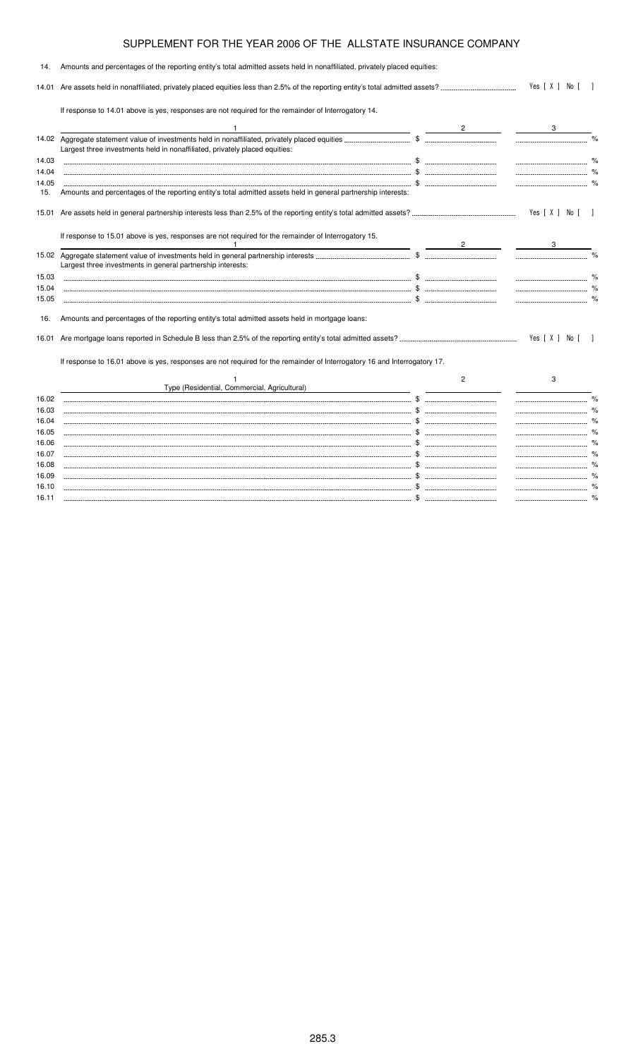# SUPPLEMENT FOR THE YEAR 2006 OF THE ALLSTATE INSURANCE COMPANY

14. Amounts and percentages of the reporting entity's total admitted assets held in nonaffiliated, privately placed equities:

14.01 Are assets held in nonaffiliated, privately placed equities less than 2.5% of the reporting entity's total admitted assets? Yes [ X ] No [ ]

If response to 14.01 above is yes, responses are not required for the remainder of Interrogatory 14.

| | 1 | 2 | 3 |
|---|---|---|---|
| 14.02 | Aggregate statement value of investments held in nonaffiliated, privately placed equities | $ | % |
| | Largest three investments held in nonaffiliated, privately placed equities: | | |
| 14.03 | | $ | % |
| 14.04 | | $ | % |
| 14.05 | | $ | % |

15. Amounts and percentages of the reporting entity's total admitted assets held in general partnership interests:

15.01 Are assets held in general partnership interests less than 2.5% of the reporting entity's total admitted assets? Yes [ X ] No [ ]

If response to 15.01 above is yes, responses are not required for the remainder of Interrogatory 15.

| | 1 | 2 | 3 |
|---|---|---|---|
| 15.02 | Aggregate statement value of investments held in general partnership interests | $ | % |
| | Largest three investments in general partnership interests: | | |
| 15.03 | | $ | % |
| 15.04 | | $ | % |
| 15.05 | | $ | % |

16. Amounts and percentages of the reporting entity's total admitted assets held in mortgage loans:

16.01 Are mortgage loans reported in Schedule B less than 2.5% of the reporting entity's total admitted assets? Yes [ X ] No [ ]

If response to 16.01 above is yes, responses are not required for the remainder of Interrogatory 16 and Interrogatory 17.

| | 1<br>Type (Residential, Commercial, Agricultural) | 2 | 3 |
|---|---|---|---|
| 16.02 | | $ | % |
| 16.03 | | $ | % |
| 16.04 | | $ | % |
| 16.05 | | $ | % |
| 16.06 | | $ | % |
| 16.07 | | $ | % |
| 16.08 | | $ | % |
| 16.09 | | $ | % |
| 16.10 | | $ | % |
| 16.11 | | $ | % |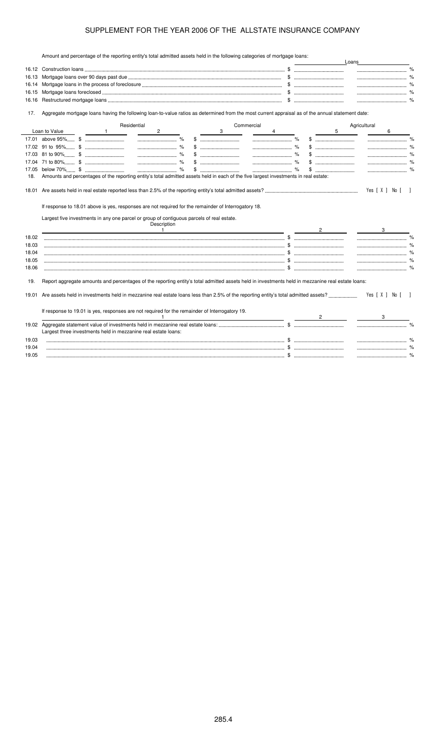# SUPPLEMENT FOR THE YEAR 2006 OF THE ALLSTATE INSURANCE COMPANY

Amount and percentage of the reporting entity's total admitted assets held in the following categories of mortgage loans:

| | | Loans | |
|---|---|---|---|
| 16.12 | Construction loans | $ | % |
| 16.13 | Mortgage loans over 90 days past due | $ | % |
| 16.14 | Mortgage loans in the process of foreclosure | $ | % |
| 16.15 | Mortgage loans foreclosed | $ | % |
| 16.16 | Restructured mortgage loans | $ | % |

17. Aggregate mortgage loans having the following loan-to-value ratios as determined from the most current appraisal as of the annual statement date:

| | Residential | | Commercial | | Agricultural | |
|---|---|---|---|---|---|---|
| Loan to Value | 1 | 2 | 3 | 4 | 5 | 6 |
| 17.01 above 95% | $ | % | $ | % | $ | % |
| 17.02 91 to 95% | $ | % | $ | % | $ | % |
| 17.03 81 to 90% | $ | % | $ | % | $ | % |
| 17.04 71 to 80% | $ | % | $ | % | $ | % |
| 17.05 below 70% | $ | % | $ | % | $ | % |

18. Amounts and percentages of the reporting entity's total admitted assets held in each of the five largest investments in real estate:

18.01 Are assets held in real estate reported less than 2.5% of the reporting entity's total admitted assets? Yes [ X ] No [ ]

If response to 18.01 above is yes, responses are not required for the remainder of Interrogatory 18.

Largest five investments in any one parcel or group of contiguous parcels of real estate.

| | Description 1 | 2 | 3 |
|---|---|---|---|
| 18.02 | | $ | % |
| 18.03 | | $ | % |
| 18.04 | | $ | % |
| 18.05 | | $ | % |
| 18.06 | | $ | % |

19. Report aggregate amounts and percentages of the reporting entity's total admitted assets held in investments held in mezzanine real estate loans:

19.01 Are assets held in investments held in mezzanine real estate loans less than 2.5% of the reporting entity's total admitted assets? Yes [ X ] No [ ]

If response to 19.01 is yes, responses are not required for the remainder of Interrogatory 19.

| | 1 | 2 | 3 |
|---|---|---|---|
| 19.02 | Aggregate statement value of investments held in mezzanine real estate loans: | $ | % |
| | Largest three investments held in mezzanine real estate loans: | | |
| 19.03 | | $ | % |
| 19.04 | | $ | % |
| 19.05 | | $ | % |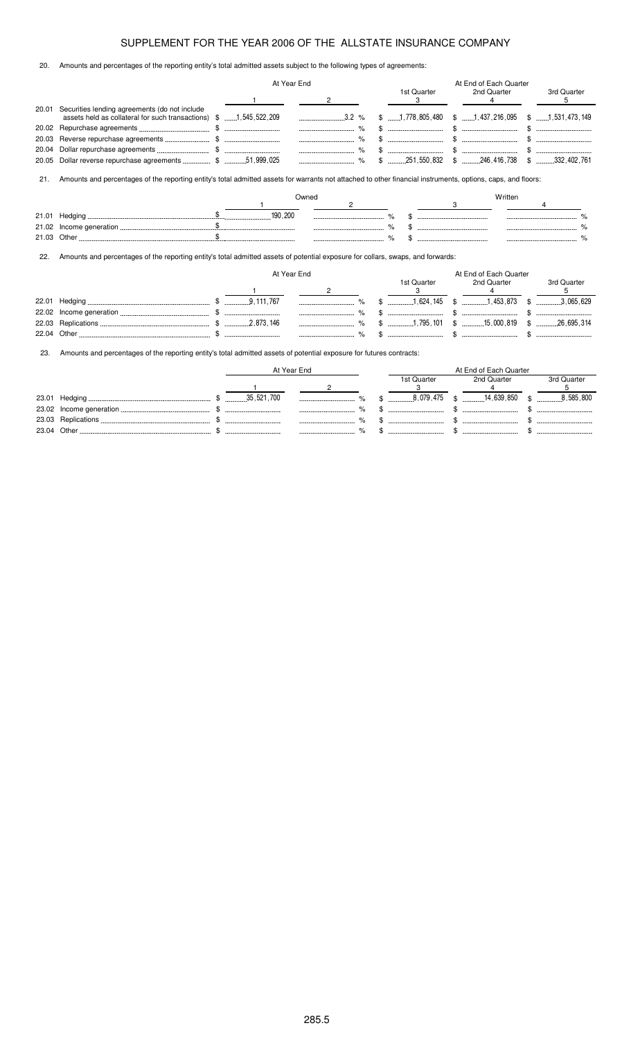# SUPPLEMENT FOR THE YEAR 2006 OF THE ALLSTATE INSURANCE COMPANY

20. Amounts and percentages of the reporting entity's total admitted assets subject to the following types of agreements:

| | At Year End | | At End of Each Quarter | | |
|---|---|---|---|---|---|
| | | | 1st Quarter | 2nd Quarter | 3rd Quarter |
| | 1 | 2 | 3 | 4 | 5 |
| 20.01 Securities lending agreements (do not include assets held as collateral for such transactions) | $ 1,545,522,209 | 3.2 % | $ 1,778,805,480 | $ 1,437,216,095 | $ 1,531,473,149 |
| 20.02 Repurchase agreements | $ | % | $ | $ | $ |
| 20.03 Reverse repurchase agreements | $ | % | $ | $ | $ |
| 20.04 Dollar repurchase agreements | $ | % | $ | $ | $ |
| 20.05 Dollar reverse repurchase agreements | $ 51,999,025 | % | $ 251,550,832 | $ 246,416,738 | $ 332,402,761 |

21. Amounts and percentages of the reporting entity's total admitted assets for warrants not attached to other financial instruments, options, caps, and floors:

| | Owned | | Written | |
|---|---|---|---|---|
| | 1 | 2 | 3 | 4 |
| 21.01 Hedging | $ 190,200 | % | $ | % |
| 21.02 Income generation | $ | % | $ | % |
| 21.03 Other | $ | % | $ | % |

22. Amounts and percentages of the reporting entity's total admitted assets of potential exposure for collars, swaps, and forwards:

| | At Year End | | At End of Each Quarter | | |
|---|---|---|---|---|---|
| | | | 1st Quarter | 2nd Quarter | 3rd Quarter |
| | 1 | 2 | 3 | 4 | 5 |
| 22.01 Hedging | $ 9,111,767 | % | $ 1,624,145 | $ 1,453,873 | $ 3,065,629 |
| 22.02 Income generation | $ | % | $ | $ | $ |
| 22.03 Replications | $ 2,873,146 | % | $ 1,795,101 | $ 15,000,819 | $ 26,695,314 |
| 22.04 Other | $ | % | $ | $ | $ |

23. Amounts and percentages of the reporting entity's total admitted assets of potential exposure for futures contracts:

| | At Year End | | At End of Each Quarter | | |
|---|---|---|---|---|---|
| | | | 1st Quarter | 2nd Quarter | 3rd Quarter |
| | 1 | 2 | 3 | 4 | 5 |
| 23.01 Hedging | $ 35,521,700 | % | $ 8,079,475 | $ 14,639,850 | $ 8,585,800 |
| 23.02 Income generation | $ | % | $ | $ | $ |
| 23.03 Replications | $ | % | $ | $ | $ |
| 23.04 Other | $ | % | $ | $ | $ |